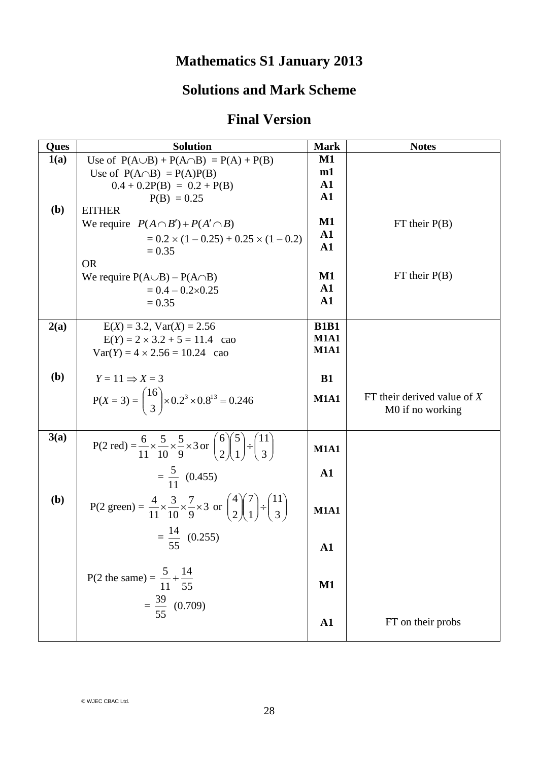# Mathematics S1 January 2013

## Solutions and Mark Scheme

## Final Version

| Ques | Solution | Mark | Notes |
|---|---|---|---|
| 1(a) | Use of $P(A \cup B) + P(A \cap B) = P(A) + P(B)$<br>Use of $P(A \cap B) = P(A)P(B)$<br>$0.4 + 0.2P(B) = 0.2 + P(B)$<br>$P(B) = 0.25$ | M1<br>m1<br>A1<br>A1 | |
| (b) | EITHER<br>We require $P(A \cap B') + P(A' \cap B)$<br>$= 0.2 \times (1 - 0.25) + 0.25 \times (1 - 0.2)$<br>$= 0.35$<br>OR<br>We require $P(A \cup B) - P(A \cap B)$<br>$= 0.4 - 0.2 \times 0.25$<br>$= 0.35$ | <br>M1<br>A1<br>A1<br><br>M1<br>A1<br>A1 | <br>FT their P(B)<br><br><br><br>FT their P(B) |
| 2(a) | $E(X) = 3.2$, $Var(X) = 2.56$<br>$E(Y) = 2 \times 3.2 + 5 = 11.4$ cao<br>$Var(Y) = 4 \times 2.56 = 10.24$ cao | B1B1<br>M1A1<br>M1A1 | |
| (b) | $Y = 11 \Rightarrow X = 3$<br>$P(X = 3) = \binom{16}{3} \times 0.2^3 \times 0.8^{13} = 0.246$ | B1<br>M1A1 | <br>FT their derived value of $X$<br>M0 if no working |
| 3(a) | $P(\text{2 red}) = \frac{6}{11} \times \frac{5}{10} \times \frac{5}{9} \times 3$ or $\binom{6}{2}\binom{5}{1} \div \binom{11}{3}$<br>$= \frac{5}{11}$ (0.455) | M1A1<br>A1 | |
| (b) | $P(\text{2 green}) = \frac{4}{11} \times \frac{3}{10} \times \frac{7}{9} \times 3$ or $\binom{4}{2}\binom{7}{1} \div \binom{11}{3}$<br>$= \frac{14}{55}$ (0.255)<br>$P(\text{2 the same}) = \frac{5}{11} + \frac{14}{55}$<br>$= \frac{39}{55}$ (0.709) | M1A1<br>A1<br>M1<br>A1 | <br><br><br>FT on their probs |

© WJEC CBAC Ltd.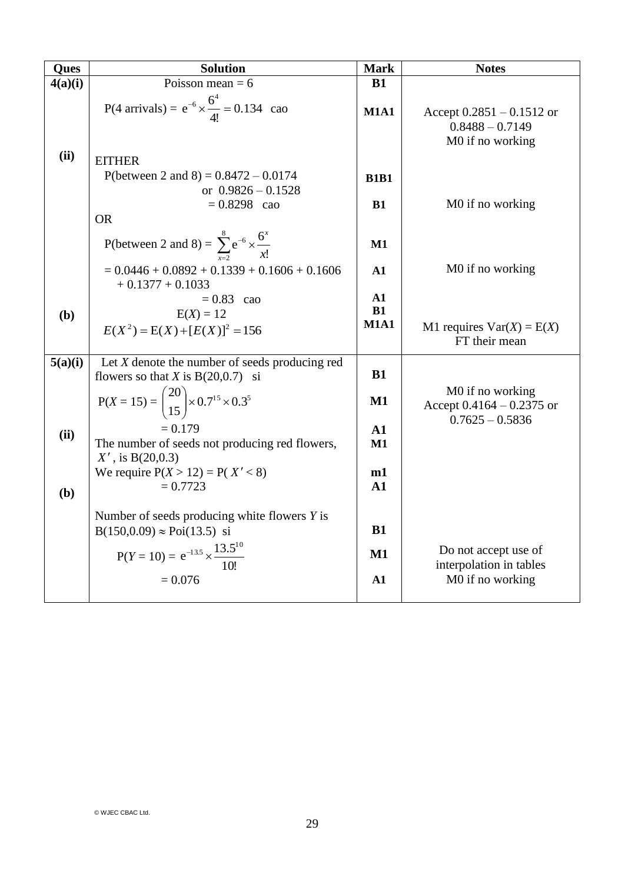| Ques | Solution | Mark | Notes |
|---|---|---|---|
| 4(a)(i) | Poisson mean = 6 | B1 | |
| | P(4 arrivals) = $e^{-6} \times \frac{6^4}{4!} = 0.134$ cao | M1A1 | Accept 0.2851 – 0.1512 or 0.8488 – 0.7149<br>M0 if no working |
| (ii) | EITHER | | |
| | P(between 2 and 8) = 0.8472 – 0.0174<br>or 0.9826 – 0.1528 | B1B1 | |
| | = 0.8298 cao | B1 | M0 if no working |
| | OR | | |
| | P(between 2 and 8) = $\sum_{x=2}^{8} e^{-6} \times \frac{6^x}{x!}$ | M1 | |
| | = 0.0446 + 0.0892 + 0.1339 + 0.1606 + 0.1606 + 0.1377 + 0.1033 | A1 | M0 if no working |
| | = 0.83 cao | A1 | |
| (b) | E($X$) = 12 | B1 | |
| | $E(X^2) = E(X) + [E(X)]^2 = 156$ | M1A1 | M1 requires Var($X$) = E($X$)<br>FT their mean |
| 5(a)(i) | Let $X$ denote the number of seeds producing red flowers so that $X$ is B(20,0.7) si | B1 | |
| | P($X$ = 15) = $\binom{20}{15} \times 0.7^{15} \times 0.3^5$ | M1 | M0 if no working<br>Accept 0.4164 – 0.2375 or 0.7625 – 0.5836 |
| | = 0.179 | A1 | |
| (ii) | The number of seeds not producing red flowers, $X'$, is B(20,0.3) | M1 | |
| | We require P($X$ > 12) = P( $X'$ < 8) | m1 | |
| | = 0.7723 | A1 | |
| (b) | Number of seeds producing white flowers $Y$ is B(150,0.09) ≈ Poi(13.5) si | B1 | |
| | P($Y$ = 10) = $e^{-13.5} \times \frac{13.5^{10}}{10!}$ | M1 | Do not accept use of interpolation in tables |
| | = 0.076 | A1 | M0 if no working |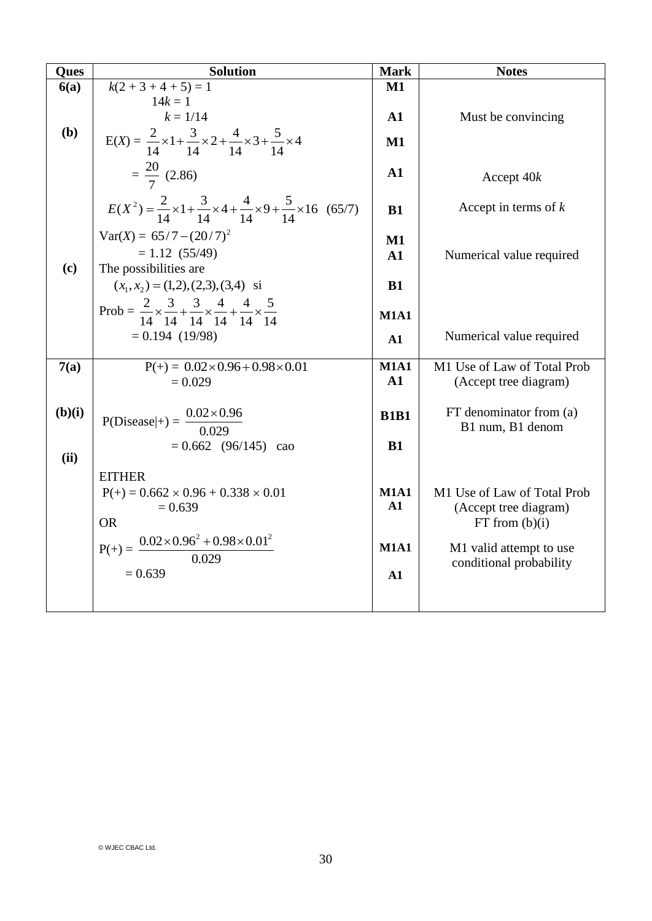| Ques | Solution | Mark | Notes |
|---|---|---|---|
| 6(a) | $k(2 + 3 + 4 + 5) = 1$ | M1 | |
| | $14k = 1$ | | |
| | $k = 1/14$ | A1 | Must be convincing |
| (b) | $E(X) = \frac{2}{14}\times1+\frac{3}{14}\times2+\frac{4}{14}\times3+\frac{5}{14}\times4$ | M1 | |
| | $= \frac{20}{7}$ (2.86) | A1 | Accept $40k$ |
| | $E(X^2)=\frac{2}{14}\times1+\frac{3}{14}\times4+\frac{4}{14}\times9+\frac{5}{14}\times16$ (65/7) | B1 | Accept in terms of $k$ |
| | $\text{Var}(X) = 65/7-(20/7)^2$ | M1 | |
| | $= 1.12$ (55/49) | A1 | Numerical value required |
| (c) | The possibilities are | | |
| | $(x_1,x_2)=(1,2),(2,3),(3,4)$ si | B1 | |
| | Prob = $\frac{2}{14}\times\frac{3}{14}+\frac{3}{14}\times\frac{4}{14}+\frac{4}{14}\times\frac{5}{14}$ | M1A1 | |
| | $= 0.194$ (19/98) | A1 | Numerical value required |
| 7(a) | $P(+) = 0.02\times0.96+0.98\times0.01$ | M1A1 | M1 Use of Law of Total Prob |
| | $= 0.029$ | A1 | (Accept tree diagram) |
| (b)(i) | $P(\text{Disease}\|+) = \frac{0.02\times0.96}{0.029}$ | B1B1 | FT denominator from (a) B1 num, B1 denom |
| | $= 0.662$ (96/145) cao | B1 | |
| (ii) | EITHER | | |
| | $P(+) = 0.662 \times 0.96 + 0.338 \times 0.01$ | M1A1 | M1 Use of Law of Total Prob |
| | $= 0.639$ | A1 | (Accept tree diagram) FT from (b)(i) |
| | OR | | |
| | $P(+) = \frac{0.02\times0.96^2+0.98\times0.01^2}{0.029}$ | M1A1 | M1 valid attempt to use conditional probability |
| | $= 0.639$ | A1 | |

© WJEC CBAC Ltd.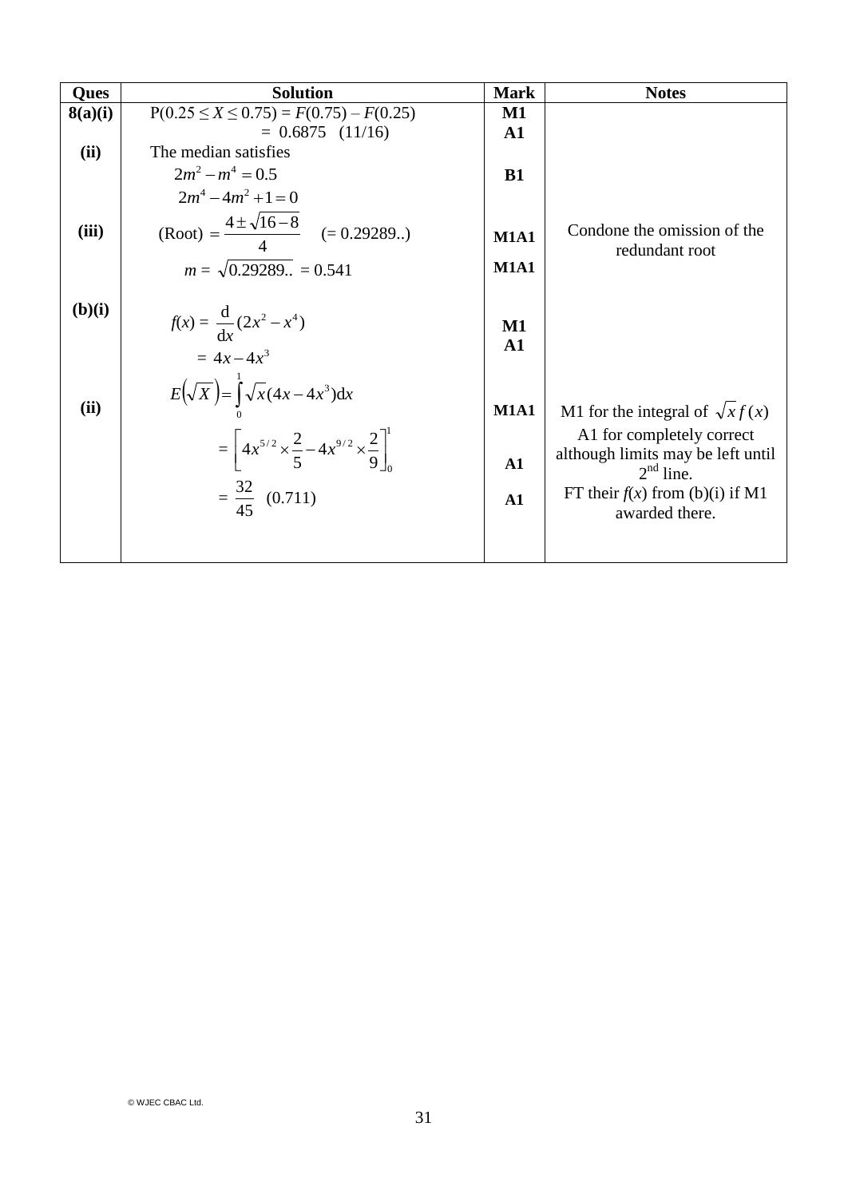| Ques | Solution | Mark | Notes |
|---|---|---|---|
| 8(a)(i) | $P(0.25 \le X \le 0.75) = F(0.75) - F(0.25)$ | M1 | |
| | $= 0.6875 \quad (11/16)$ | A1 | |
| (ii) | The median satisfies | | |
| | $2m^2 - m^4 = 0.5$ | B1 | |
| | $2m^4 - 4m^2 + 1 = 0$ | | |
| (iii) | $\text{(Root)} = \dfrac{4 \pm \sqrt{16-8}}{4} \quad (= 0.29289..)$ | M1A1 | Condone the omission of the redundant root |
| | $m = \sqrt{0.29289..} = 0.541$ | M1A1 | |
| (b)(i) | $f(x) = \dfrac{\mathrm{d}}{\mathrm{d}x}(2x^2 - x^4)$ | M1 | |
| | $= 4x - 4x^3$ | A1 | |
| (ii) | $E\left(\sqrt{X}\right) = \int_0^1 \sqrt{x}(4x - 4x^3)\mathrm{d}x$ | M1A1 | M1 for the integral of $\sqrt{x}\,f(x)$ |
| | $= \left[4x^{5/2} \times \dfrac{2}{5} - 4x^{9/2} \times \dfrac{2}{9}\right]_0^1$ | A1 | A1 for completely correct although limits may be left until 2nd line. |
| | $= \dfrac{32}{45} \quad (0.711)$ | A1 | FT their $f(x)$ from (b)(i) if M1 awarded there. |

© WJEC CBAC Ltd.